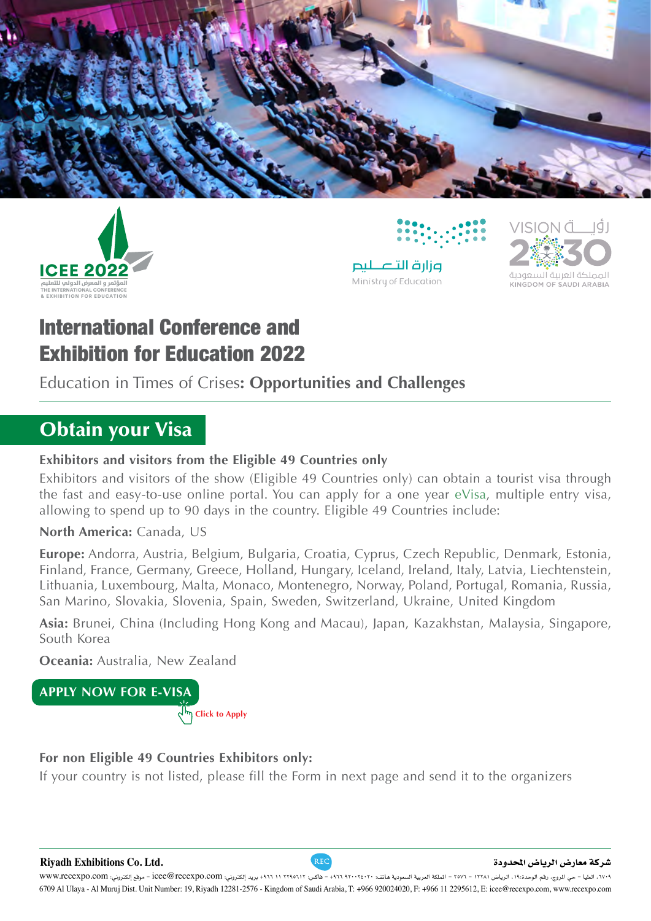ICEE 2022

المؤتمر و المعرض الدولي للتعليم

THE INTERNATIONAL CONFERENCE & EXHIBITION FOR EDUCATION

وزارة التعليم

Ministry of Education

رؤية VISION 2030

المملكة العربية السعودية

KINGDOM OF SAUDI ARABIA

# International Conference and Exhibition for Education 2022

Education in Times of Crises**: Opportunities and Challenges**

## Obtain your Visa

### Exhibitors and visitors from the Eligible 49 Countries only

Exhibitors and visitors of the show (Eligible 49 Countries only) can obtain a tourist visa through the fast and easy-to-use online portal. You can apply for a one year eVisa, multiple entry visa, allowing to spend up to 90 days in the country. Eligible 49 Countries include:

**North America:** Canada, US

**Europe:** Andorra, Austria, Belgium, Bulgaria, Croatia, Cyprus, Czech Republic, Denmark, Estonia, Finland, France, Germany, Greece, Holland, Hungary, Iceland, Ireland, Italy, Latvia, Liechtenstein, Lithuania, Luxembourg, Malta, Monaco, Montenegro, Norway, Poland, Portugal, Romania, Russia, San Marino, Slovakia, Slovenia, Spain, Sweden, Switzerland, Ukraine, United Kingdom

**Asia:** Brunei, China (Including Hong Kong and Macau), Japan, Kazakhstan, Malaysia, Singapore, South Korea

**Oceania:** Australia, New Zealand

**APPLY NOW FOR E-VISA**

Click to Apply

### For non Eligible 49 Countries Exhibitors only:

If your country is not listed, please fill the Form in next page and send it to the organizers

**Riyadh Exhibitions Co. Ltd.**

**شركة معارض الرياض المحدودة**

6709 Al Ulaya - Al Muruj Dist. Unit Number: 19, Riyadh 12281-2576 - Kingdom of Saudi Arabia, T: +966 920024020, F: +966 11 2295612, E: icee@recexpo.com, www.recexpo.com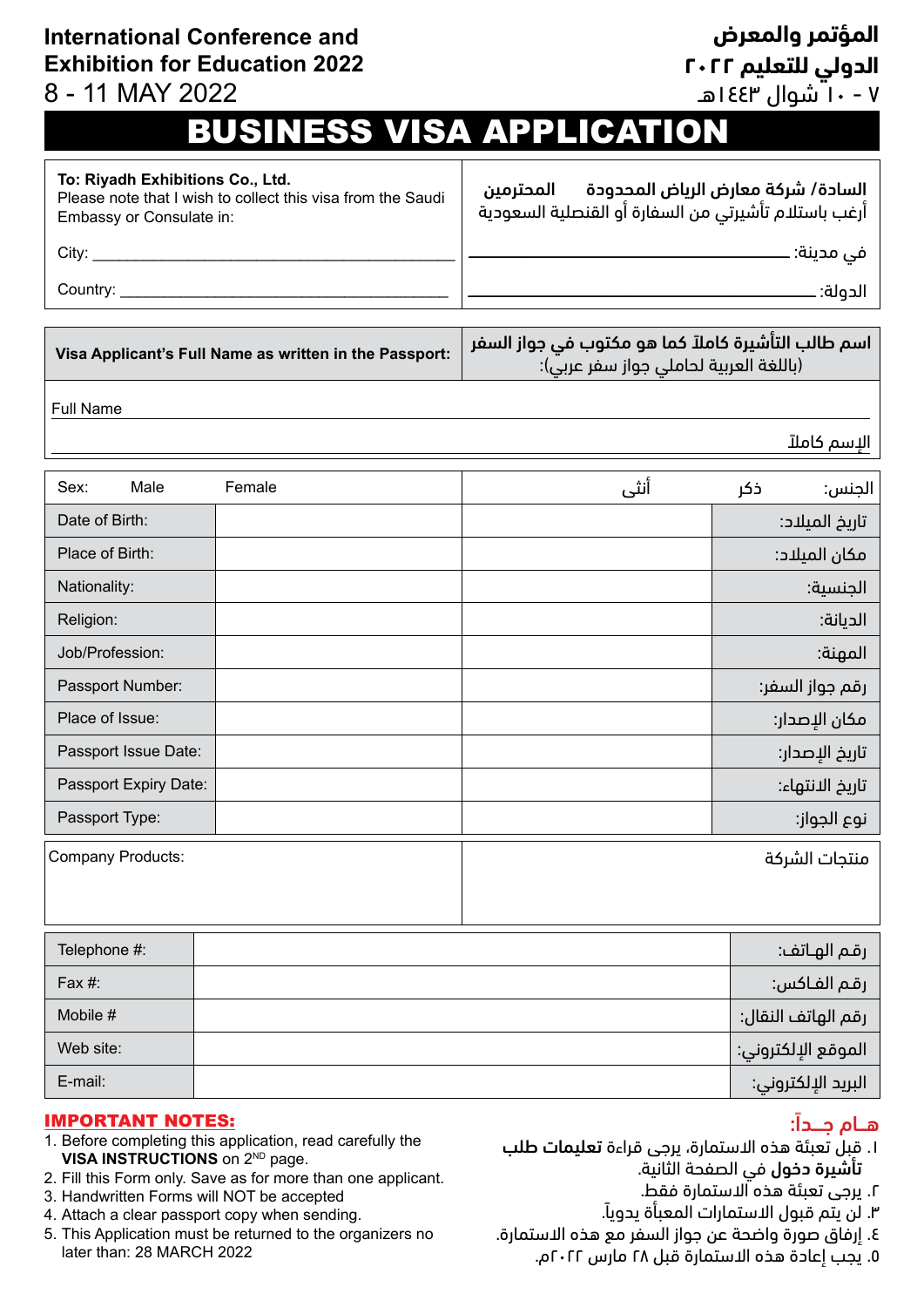**International Conference and Exhibition for Education 2022**
8 - 11 MAY 2022

**المؤتمر والمعرض الدولي للتعليم ٢٠٢٢**
٧ - ١٠ شوال ١٤٤٣هـ

# BUSINESS VISA APPLICATION

| **To: Riyadh Exhibitions Co., Ltd.** Please note that I wish to collect this visa from the Saudi Embassy or Consulate in: | **السادة/ شركة معارض الرياض المحدودة المحترمين** أرغب باستلام تأشيرتي من السفارة أو القنصلية السعودية |
|---|---|
| City: ______ | في مدينة: ______ |
| Country: ______ | الدولة: ______ |

| **Visa Applicant's Full Name as written in the Passport:** | **اسم طالب التأشيرة كاملاً كما هو مكتوب في جواز السفر** (باللغة العربية لحاملي جواز سفر عربي): |
|---|---|

Full Name ______

الإسم كاملاً ______

| Sex: Male Female | | | الجنس: ذكر أنثى |
|---|---|---|---|
| Date of Birth: | | | تاريخ الميلاد: |
| Place of Birth: | | | مكان الميلاد: |
| Nationality: | | | الجنسية: |
| Religion: | | | الديانة: |
| Job/Profession: | | | المهنة: |
| Passport Number: | | | رقم جواز السفر: |
| Place of Issue: | | | مكان الإصدار: |
| Passport Issue Date: | | | تاريخ الإصدار: |
| Passport Expiry Date: | | | تاريخ الانتهاء: |
| Passport Type: | | | نوع الجواز: |

| Company Products: | منتجات الشركة |
|---|---|
| | |

| Telephone #: | | رقم الهاتف: |
|---|---|---|
| Fax #: | | رقم الفاكس: |
| Mobile # | | رقم الهاتف النقال: |
| Web site: | | الموقع الإلكتروني: |
| E-mail: | | البريد الإلكتروني: |

**IMPORTANT NOTES:**

1. Before completing this application, read carefully the **VISA INSTRUCTIONS** on 2[ND] page.
2. Fill this Form only. Save as for more than one applicant.
3. Handwritten Forms will NOT be accepted
4. Attach a clear passport copy when sending.
5. This Application must be returned to the organizers no later than: 28 MARCH 2022

**هـام جـداً:**

١. قبل تعبئة هذه الاستمارة، يرجى قراءة **تعليمات طلب تأشيرة دخول** في الصفحة الثانية.
٢. يرجى تعبئة هذه الاستمارة فقط.
٣. لن يتم قبول الاستمارات المعبأة يدوياً.
٤. إرفاق صورة واضحة عن جواز السفر مع هذه الاستمارة.
٥. يجب إعادة هذه الاستمارة قبل ٢٨ مارس ٢٠٢٢م.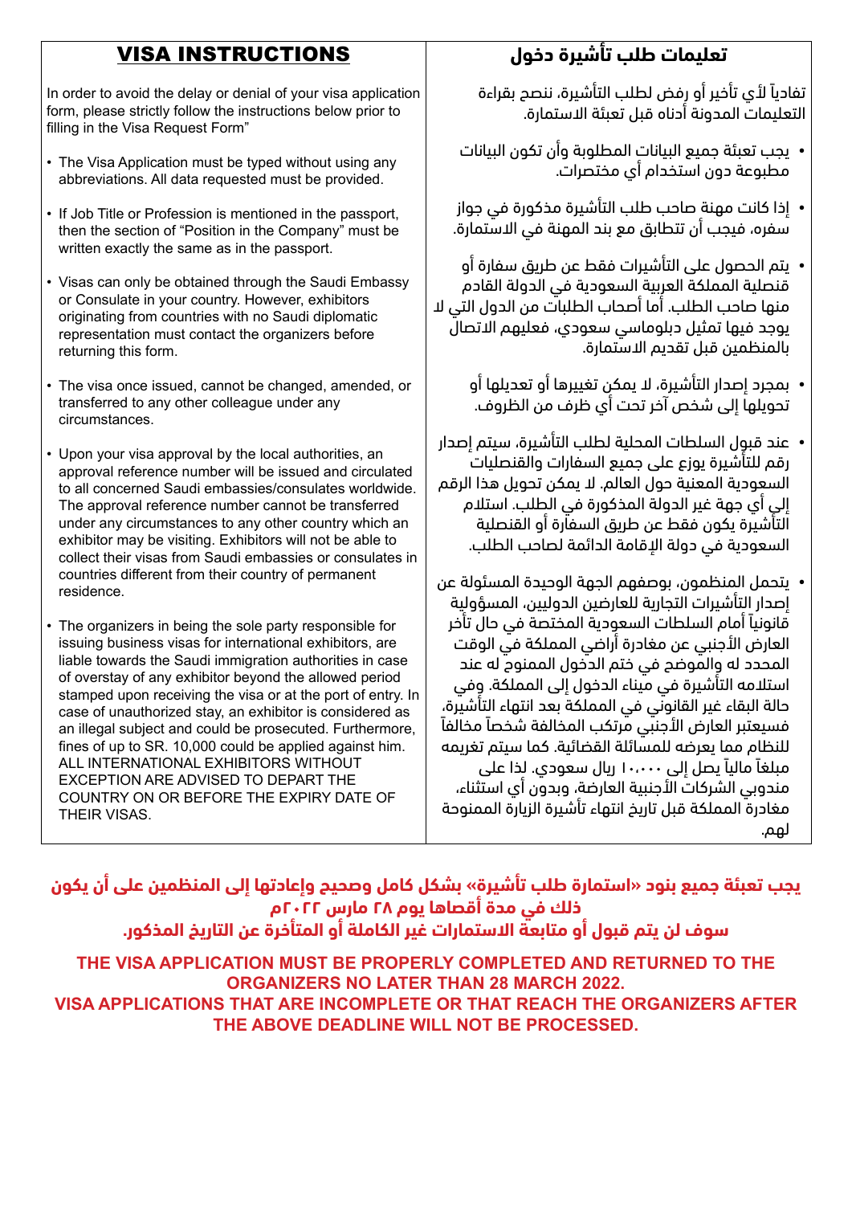## VISA INSTRUCTIONS

In order to avoid the delay or denial of your visa application form, please strictly follow the instructions below prior to filling in the Visa Request Form"

- The Visa Application must be typed without using any abbreviations. All data requested must be provided.
- If Job Title or Profession is mentioned in the passport, then the section of "Position in the Company" must be written exactly the same as in the passport.
- Visas can only be obtained through the Saudi Embassy or Consulate in your country. However, exhibitors originating from countries with no Saudi diplomatic representation must contact the organizers before returning this form.
- The visa once issued, cannot be changed, amended, or transferred to any other colleague under any circumstances.
- Upon your visa approval by the local authorities, an approval reference number will be issued and circulated to all concerned Saudi embassies/consulates worldwide. The approval reference number cannot be transferred under any circumstances to any other country which an exhibitor may be visiting. Exhibitors will not be able to collect their visas from Saudi embassies or consulates in countries different from their country of permanent residence.
- The organizers in being the sole party responsible for issuing business visas for international exhibitors, are liable towards the Saudi immigration authorities in case of overstay of any exhibitor beyond the allowed period stamped upon receiving the visa or at the port of entry. In case of unauthorized stay, an exhibitor is considered as an illegal subject and could be prosecuted. Furthermore, fines of up to SR. 10,000 could be applied against him. ALL INTERNATIONAL EXHIBITORS WITHOUT EXCEPTION ARE ADVISED TO DEPART THE COUNTRY ON OR BEFORE THE EXPIRY DATE OF THEIR VISAS.

## تعليمات طلب تأشيرة دخول

تفادياً لأي تأخير أو رفض لطلب الأشيرة، ننصح بقراءة التعليمات المدونة أدناه قبل تعبئة الاستمارة.

- يجب تعبئة جميع البيانات المطلوبة وأن تكون البيانات مطبوعة دون استخدام أي مختصرات.
- إذا كانت مهنة صاحب طلب التأشيرة مذكورة في جواز سفره، فيجب أن تتطابق مع بند المهنة في الاستمارة.
- يتم الحصول على التأشيرات فقط عن طريق سفارة أو قنصلية المملكة العربية السعودية في الدولة القادم منها صاحب الطلب. أما أصحاب الطلبات من الدول التي لا يوجد فيها تمثيل دبلوماسي سعودي، فعليهم الاتصال بالمنظمين قبل تقديم الاستمارة.
- بمجرد إصدار التأشيرة، لا يمكن تغييرها أو تعديلها أو تحويلها إلى شخص آخر تحت أي ظرف من الظروف.
- عند قبول السلطات المحلية لطلب التأشيرة، سيتم إصدار رقم للتأشيرة يوزع على جميع السفارات والقنصليات السعودية المعنية حول العالم. لا يمكن تحويل هذا الرقم إلى أي جهة غير الدولة المذكورة في الطلب. استلام التأشيرة يكون فقط عن طريق السفارة أو القنصلية السعودية في دولة الإقامة الدائمة لصاحب الطلب.
- يتحمل المنظمون، بوصفهم الجهة الوحيدة المسؤولة عن إصدار التأشيرات التجارية للعارضين الدوليين، المسؤولية قانونياً أمام السلطات السعودية المختصة في حال تأخر العارض الأجنبي عن مغادرة أراضي المملكة في الوقت المحدد له والموضح في ختم الدخول الممنوح له عند استلامه التأشيرة في ميناء الدخول إلى المملكة. وفي حالة البقاء غير القانوني في المملكة بعد انتهاء التأشيرة، فسيعتبر العارض الأجنبي مرتكب المخالفة شخصاً مخالفاً للنظام مما يعرضه للمسائلة القضائية. كما سيتم تغريمه مبلغاً مالياً يصل إلى ١٠،٠٠٠ ريال سعودي. لذا على مندوبي الشركات الأجنبية العارضة، وبدون أي استثناء، مغادرة المملكة قبل تاريخ انتهاء تأشيرة الزيارة الممنوحة لهم.

**يجب تعبئة جميع بنود «استمارة طلب تأشيرة» بشكل كامل وصحيح وإعادتها إلى المنظمين على أن يكون ذلك في مدة أقصاها يوم ٢٨ مارس ٢٠٢٢م**
**سوف لن يتم قبول أو متابعة الاستمارات غير الكاملة أو المتأخرة عن التاريخ المذكور.**

**THE VISA APPLICATION MUST BE PROPERLY COMPLETED AND RETURNED TO THE ORGANIZERS NO LATER THAN 28 MARCH 2022.**
**VISA APPLICATIONS THAT ARE INCOMPLETE OR THAT REACH THE ORGANIZERS AFTER THE ABOVE DEADLINE WILL NOT BE PROCESSED.**